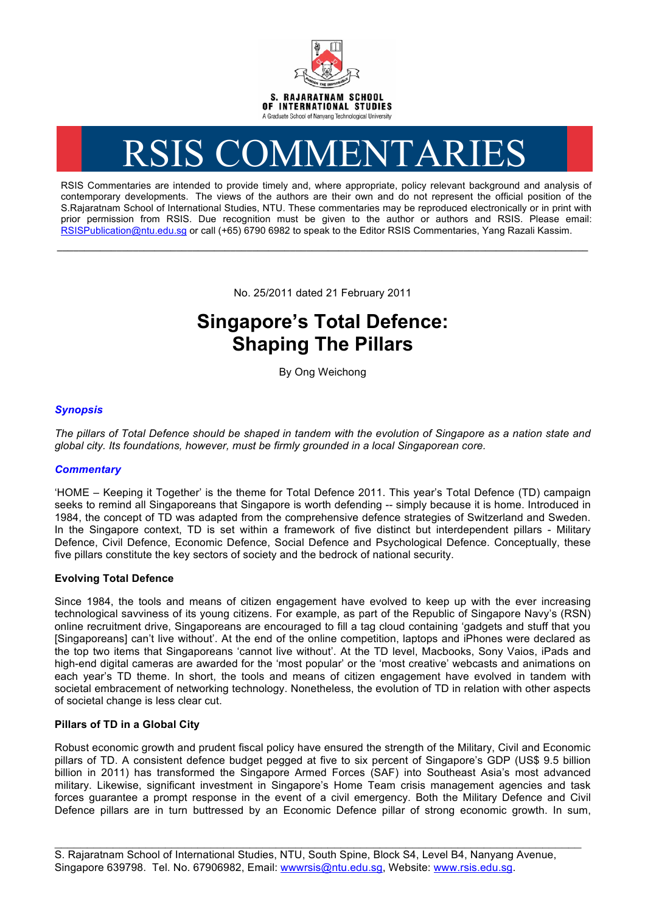S. RAJARATNAM SCHOOL OF INTERNATIONAL STUDIES
A Graduate School of Nanyang Technological University

# RSIS COMMENTARIES

RSIS Commentaries are intended to provide timely and, where appropriate, policy relevant background and analysis of contemporary developments. The views of the authors are their own and do not represent the official position of the S.Rajaratnam School of International Studies, NTU. These commentaries may be reproduced electronically or in print with prior permission from RSIS. Due recognition must be given to the author or authors and RSIS. Please email: RSISPublication@ntu.edu.sg or call (+65) 6790 6982 to speak to the Editor RSIS Commentaries, Yang Razali Kassim.

---

No. 25/2011 dated 21 February 2011

# Singapore's Total Defence: Shaping The Pillars

By Ong Weichong

### *Synopsis*

*The pillars of Total Defence should be shaped in tandem with the evolution of Singapore as a nation state and global city. Its foundations, however, must be firmly grounded in a local Singaporean core.*

### *Commentary*

'HOME – Keeping it Together' is the theme for Total Defence 2011. This year's Total Defence (TD) campaign seeks to remind all Singaporeans that Singapore is worth defending -- simply because it is home. Introduced in 1984, the concept of TD was adapted from the comprehensive defence strategies of Switzerland and Sweden. In the Singapore context, TD is set within a framework of five distinct but interdependent pillars - Military Defence, Civil Defence, Economic Defence, Social Defence and Psychological Defence. Conceptually, these five pillars constitute the key sectors of society and the bedrock of national security.

**Evolving Total Defence**

Since 1984, the tools and means of citizen engagement have evolved to keep up with the ever increasing technological savviness of its young citizens. For example, as part of the Republic of Singapore Navy's (RSN) online recruitment drive, Singaporeans are encouraged to fill a tag cloud containing 'gadgets and stuff that you [Singaporeans] can't live without'. At the end of the online competition, laptops and iPhones were declared as the top two items that Singaporeans 'cannot live without'. At the TD level, Macbooks, Sony Vaios, iPads and high-end digital cameras are awarded for the 'most popular' or the 'most creative' webcasts and animations on each year's TD theme. In short, the tools and means of citizen engagement have evolved in tandem with societal embracement of networking technology. Nonetheless, the evolution of TD in relation with other aspects of societal change is less clear cut.

**Pillars of TD in a Global City**

Robust economic growth and prudent fiscal policy have ensured the strength of the Military, Civil and Economic pillars of TD. A consistent defence budget pegged at five to six percent of Singapore's GDP (US$ 9.5 billion billion in 2011) has transformed the Singapore Armed Forces (SAF) into Southeast Asia's most advanced military. Likewise, significant investment in Singapore's Home Team crisis management agencies and task forces guarantee a prompt response in the event of a civil emergency. Both the Military Defence and Civil Defence pillars are in turn buttressed by an Economic Defence pillar of strong economic growth. In sum,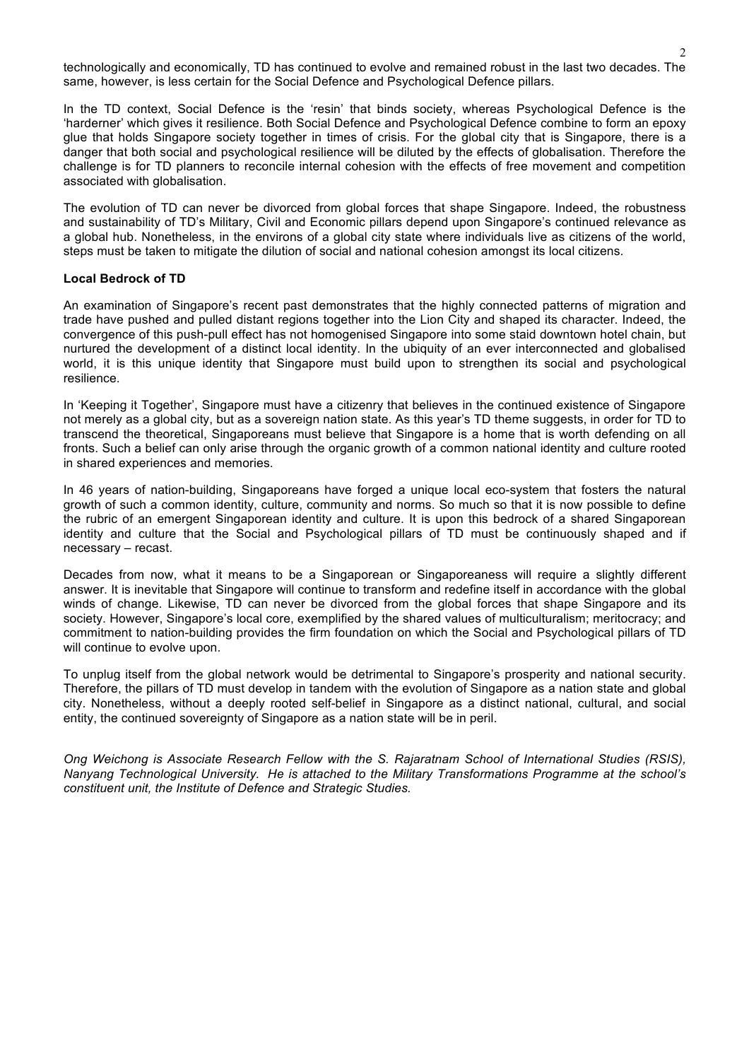technologically and economically, TD has continued to evolve and remained robust in the last two decades. The same, however, is less certain for the Social Defence and Psychological Defence pillars.

In the TD context, Social Defence is the 'resin' that binds society, whereas Psychological Defence is the 'harderner' which gives it resilience. Both Social Defence and Psychological Defence combine to form an epoxy glue that holds Singapore society together in times of crisis. For the global city that is Singapore, there is a danger that both social and psychological resilience will be diluted by the effects of globalisation. Therefore the challenge is for TD planners to reconcile internal cohesion with the effects of free movement and competition associated with globalisation.

The evolution of TD can never be divorced from global forces that shape Singapore. Indeed, the robustness and sustainability of TD's Military, Civil and Economic pillars depend upon Singapore's continued relevance as a global hub. Nonetheless, in the environs of a global city state where individuals live as citizens of the world, steps must be taken to mitigate the dilution of social and national cohesion amongst its local citizens.

**Local Bedrock of TD**

An examination of Singapore's recent past demonstrates that the highly connected patterns of migration and trade have pushed and pulled distant regions together into the Lion City and shaped its character. Indeed, the convergence of this push-pull effect has not homogenised Singapore into some staid downtown hotel chain, but nurtured the development of a distinct local identity. In the ubiquity of an ever interconnected and globalised world, it is this unique identity that Singapore must build upon to strengthen its social and psychological resilience.

In 'Keeping it Together', Singapore must have a citizenry that believes in the continued existence of Singapore not merely as a global city, but as a sovereign nation state. As this year's TD theme suggests, in order for TD to transcend the theoretical, Singaporeans must believe that Singapore is a home that is worth defending on all fronts. Such a belief can only arise through the organic growth of a common national identity and culture rooted in shared experiences and memories.

In 46 years of nation-building, Singaporeans have forged a unique local eco-system that fosters the natural growth of such a common identity, culture, community and norms. So much so that it is now possible to define the rubric of an emergent Singaporean identity and culture. It is upon this bedrock of a shared Singaporean identity and culture that the Social and Psychological pillars of TD must be continuously shaped and if necessary – recast.

Decades from now, what it means to be a Singaporean or Singaporeaness will require a slightly different answer. It is inevitable that Singapore will continue to transform and redefine itself in accordance with the global winds of change. Likewise, TD can never be divorced from the global forces that shape Singapore and its society. However, Singapore's local core, exemplified by the shared values of multiculturalism; meritocracy; and commitment to nation-building provides the firm foundation on which the Social and Psychological pillars of TD will continue to evolve upon.

To unplug itself from the global network would be detrimental to Singapore's prosperity and national security. Therefore, the pillars of TD must develop in tandem with the evolution of Singapore as a nation state and global city. Nonetheless, without a deeply rooted self-belief in Singapore as a distinct national, cultural, and social entity, the continued sovereignty of Singapore as a nation state will be in peril.

*Ong Weichong is Associate Research Fellow with the S. Rajaratnam School of International Studies (RSIS), Nanyang Technological University. He is attached to the Military Transformations Programme at the school's constituent unit, the Institute of Defence and Strategic Studies.*